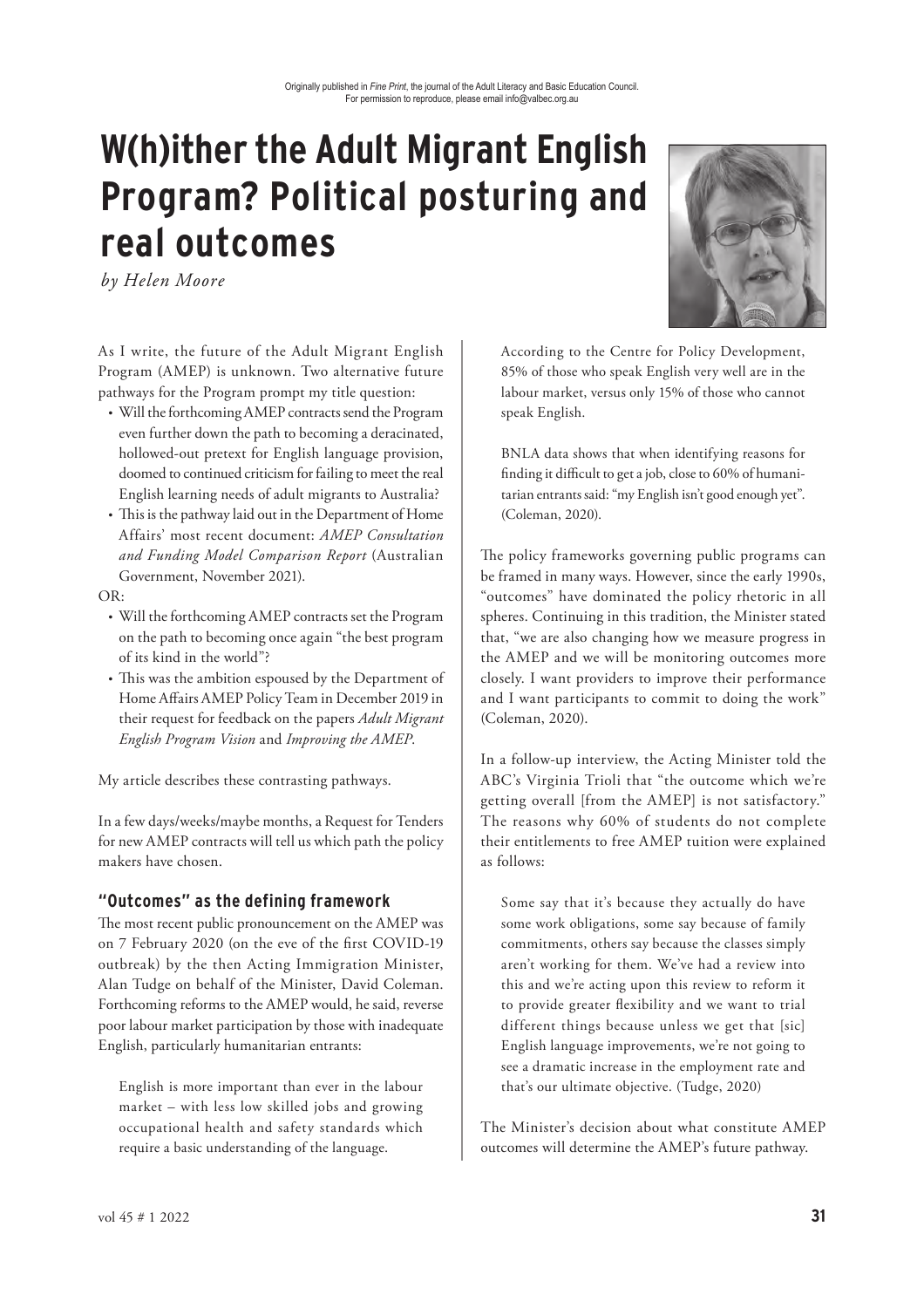Originally published in *Fine Print*, the journal of the Adult Literacy and Basic Education Council.
For permission to reproduce, please email info@valbec.org.au

# W(h)ither the Adult Migrant English Program? Political posturing and real outcomes

*by Helen Moore*

As I write, the future of the Adult Migrant English Program (AMEP) is unknown. Two alternative future pathways for the Program prompt my title question:

- Will the forthcoming AMEP contracts send the Program even further down the path to becoming a deracinated, hollowed-out pretext for English language provision, doomed to continued criticism for failing to meet the real English learning needs of adult migrants to Australia?
- This is the pathway laid out in the Department of Home Affairs' most recent document: *AMEP Consultation and Funding Model Comparison Report* (Australian Government, November 2021).

OR:

- Will the forthcoming AMEP contracts set the Program on the path to becoming once again "the best program of its kind in the world"?
- This was the ambition espoused by the Department of Home Affairs AMEP Policy Team in December 2019 in their request for feedback on the papers *Adult Migrant English Program Vision* and *Improving the AMEP*.

My article describes these contrasting pathways.

In a few days/weeks/maybe months, a Request for Tenders for new AMEP contracts will tell us which path the policy makers have chosen.

### "Outcomes" as the defining framework

The most recent public pronouncement on the AMEP was on 7 February 2020 (on the eve of the first COVID-19 outbreak) by the then Acting Immigration Minister, Alan Tudge on behalf of the Minister, David Coleman. Forthcoming reforms to the AMEP would, he said, reverse poor labour market participation by those with inadequate English, particularly humanitarian entrants:

> English is more important than ever in the labour market – with less low skilled jobs and growing occupational health and safety standards which require a basic understanding of the language.
>
> According to the Centre for Policy Development, 85% of those who speak English very well are in the labour market, versus only 15% of those who cannot speak English.
>
> BNLA data shows that when identifying reasons for finding it difficult to get a job, close to 60% of humanitarian entrants said: "my English isn't good enough yet". (Coleman, 2020).

The policy frameworks governing public programs can be framed in many ways. However, since the early 1990s, "outcomes" have dominated the policy rhetoric in all spheres. Continuing in this tradition, the Minister stated that, "we are also changing how we measure progress in the AMEP and we will be monitoring outcomes more closely. I want providers to improve their performance and I want participants to commit to doing the work" (Coleman, 2020).

In a follow-up interview, the Acting Minister told the ABC's Virginia Trioli that "the outcome which we're getting overall [from the AMEP] is not satisfactory." The reasons why 60% of students do not complete their entitlements to free AMEP tuition were explained as follows:

> Some say that it's because they actually do have some work obligations, some say because of family commitments, others say because the classes simply aren't working for them. We've had a review into this and we're acting upon this review to reform it to provide greater flexibility and we want to trial different things because unless we get that [sic] English language improvements, we're not going to see a dramatic increase in the employment rate and that's our ultimate objective. (Tudge, 2020)

The Minister's decision about what constitute AMEP outcomes will determine the AMEP's future pathway.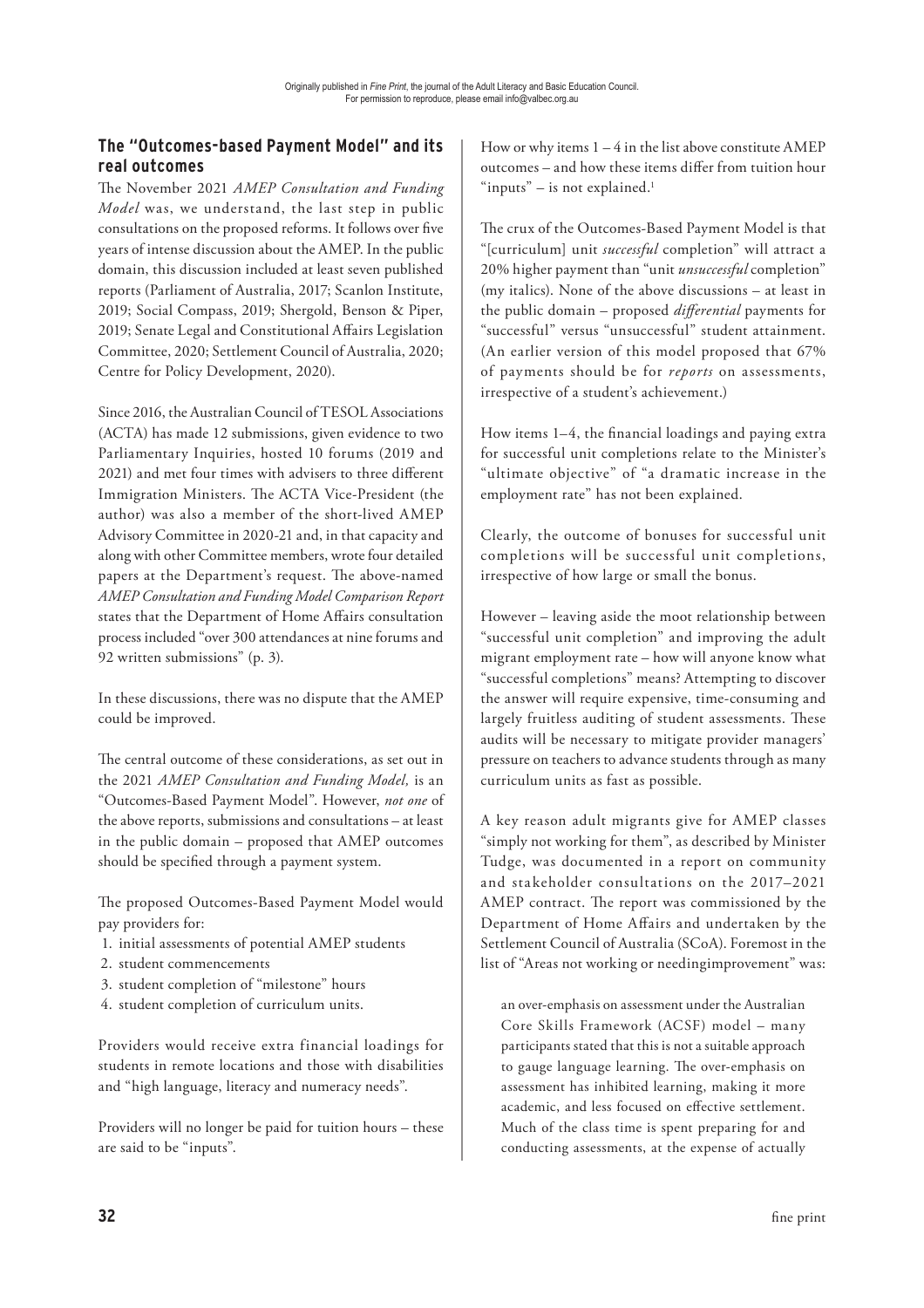## The "Outcomes-based Payment Model" and its real outcomes

The November 2021 *AMEP Consultation and Funding Model* was, we understand, the last step in public consultations on the proposed reforms. It follows over five years of intense discussion about the AMEP. In the public domain, this discussion included at least seven published reports (Parliament of Australia, 2017; Scanlon Institute, 2019; Social Compass, 2019; Shergold, Benson & Piper, 2019; Senate Legal and Constitutional Affairs Legislation Committee, 2020; Settlement Council of Australia, 2020; Centre for Policy Development, 2020).

Since 2016, the Australian Council of TESOL Associations (ACTA) has made 12 submissions, given evidence to two Parliamentary Inquiries, hosted 10 forums (2019 and 2021) and met four times with advisers to three different Immigration Ministers. The ACTA Vice-President (the author) was also a member of the short-lived AMEP Advisory Committee in 2020-21 and, in that capacity and along with other Committee members, wrote four detailed papers at the Department's request. The above-named *AMEP Consultation and Funding Model Comparison Report* states that the Department of Home Affairs consultation process included "over 300 attendances at nine forums and 92 written submissions" (p. 3).

In these discussions, there was no dispute that the AMEP could be improved.

The central outcome of these considerations, as set out in the 2021 *AMEP Consultation and Funding Model,* is an "Outcomes-Based Payment Model". However, *not one* of the above reports, submissions and consultations – at least in the public domain – proposed that AMEP outcomes should be specified through a payment system.

The proposed Outcomes-Based Payment Model would pay providers for:

1. initial assessments of potential AMEP students
2. student commencements
3. student completion of "milestone" hours
4. student completion of curriculum units.

Providers would receive extra financial loadings for students in remote locations and those with disabilities and "high language, literacy and numeracy needs".

Providers will no longer be paid for tuition hours – these are said to be "inputs".

How or why items 1 – 4 in the list above constitute AMEP outcomes – and how these items differ from tuition hour "inputs" – is not explained.[1]

The crux of the Outcomes-Based Payment Model is that "[curriculum] unit *successful* completion" will attract a 20% higher payment than "unit *unsuccessful* completion" (my italics). None of the above discussions – at least in the public domain – proposed *differential* payments for "successful" versus "unsuccessful" student attainment. (An earlier version of this model proposed that 67% of payments should be for *reports* on assessments, irrespective of a student's achievement.)

How items 1–4, the financial loadings and paying extra for successful unit completions relate to the Minister's "ultimate objective" of "a dramatic increase in the employment rate" has not been explained.

Clearly, the outcome of bonuses for successful unit completions will be successful unit completions, irrespective of how large or small the bonus.

However – leaving aside the moot relationship between "successful unit completion" and improving the adult migrant employment rate – how will anyone know what "successful completions" means? Attempting to discover the answer will require expensive, time-consuming and largely fruitless auditing of student assessments. These audits will be necessary to mitigate provider managers' pressure on teachers to advance students through as many curriculum units as fast as possible.

A key reason adult migrants give for AMEP classes "simply not working for them", as described by Minister Tudge, was documented in a report on community and stakeholder consultations on the 2017–2021 AMEP contract. The report was commissioned by the Department of Home Affairs and undertaken by the Settlement Council of Australia (SCoA). Foremost in the list of "Areas not working or needingimprovement" was:

> an over-emphasis on assessment under the Australian Core Skills Framework (ACSF) model – many participants stated that this is not a suitable approach to gauge language learning. The over-emphasis on assessment has inhibited learning, making it more academic, and less focused on effective settlement. Much of the class time is spent preparing for and conducting assessments, at the expense of actually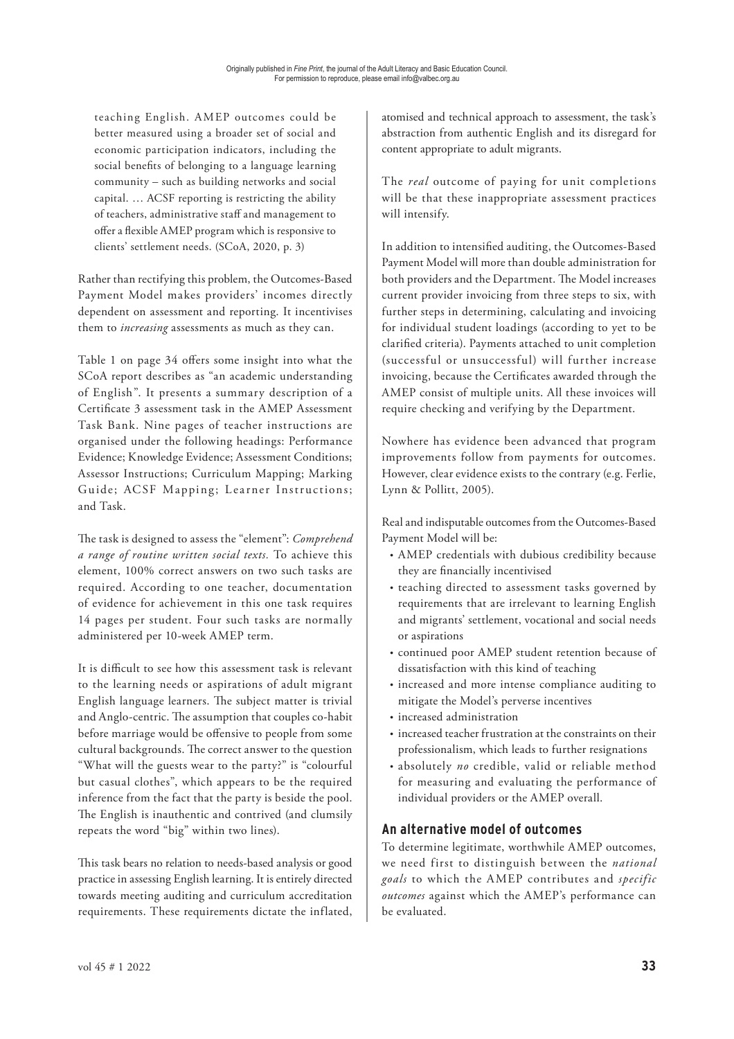teaching English. AMEP outcomes could be better measured using a broader set of social and economic participation indicators, including the social benefits of belonging to a language learning community – such as building networks and social capital. … ACSF reporting is restricting the ability of teachers, administrative staff and management to offer a flexible AMEP program which is responsive to clients' settlement needs. (SCoA, 2020, p. 3)

Rather than rectifying this problem, the Outcomes-Based Payment Model makes providers' incomes directly dependent on assessment and reporting. It incentivises them to *increasing* assessments as much as they can.

Table 1 on page 34 offers some insight into what the SCoA report describes as "an academic understanding of English". It presents a summary description of a Certificate 3 assessment task in the AMEP Assessment Task Bank. Nine pages of teacher instructions are organised under the following headings: Performance Evidence; Knowledge Evidence; Assessment Conditions; Assessor Instructions; Curriculum Mapping; Marking Guide; ACSF Mapping; Learner Instructions; and Task.

The task is designed to assess the "element": *Comprehend a range of routine written social texts.* To achieve this element, 100% correct answers on two such tasks are required. According to one teacher, documentation of evidence for achievement in this one task requires 14 pages per student. Four such tasks are normally administered per 10-week AMEP term.

It is difficult to see how this assessment task is relevant to the learning needs or aspirations of adult migrant English language learners. The subject matter is trivial and Anglo-centric. The assumption that couples co-habit before marriage would be offensive to people from some cultural backgrounds. The correct answer to the question "What will the guests wear to the party?" is "colourful but casual clothes", which appears to be the required inference from the fact that the party is beside the pool. The English is inauthentic and contrived (and clumsily repeats the word "big" within two lines).

This task bears no relation to needs-based analysis or good practice in assessing English learning. It is entirely directed towards meeting auditing and curriculum accreditation requirements. These requirements dictate the inflated, atomised and technical approach to assessment, the task's abstraction from authentic English and its disregard for content appropriate to adult migrants.

The *real* outcome of paying for unit completions will be that these inappropriate assessment practices will intensify.

In addition to intensified auditing, the Outcomes-Based Payment Model will more than double administration for both providers and the Department. The Model increases current provider invoicing from three steps to six, with further steps in determining, calculating and invoicing for individual student loadings (according to yet to be clarified criteria). Payments attached to unit completion (successful or unsuccessful) will further increase invoicing, because the Certificates awarded through the AMEP consist of multiple units. All these invoices will require checking and verifying by the Department.

Nowhere has evidence been advanced that program improvements follow from payments for outcomes. However, clear evidence exists to the contrary (e.g. Ferlie, Lynn & Pollitt, 2005).

Real and indisputable outcomes from the Outcomes-Based Payment Model will be:

- AMEP credentials with dubious credibility because they are financially incentivised
- teaching directed to assessment tasks governed by requirements that are irrelevant to learning English and migrants' settlement, vocational and social needs or aspirations
- continued poor AMEP student retention because of dissatisfaction with this kind of teaching
- increased and more intense compliance auditing to mitigate the Model's perverse incentives
- increased administration
- increased teacher frustration at the constraints on their professionalism, which leads to further resignations
- absolutely *no* credible, valid or reliable method for measuring and evaluating the performance of individual providers or the AMEP overall.

## An alternative model of outcomes

To determine legitimate, worthwhile AMEP outcomes, we need first to distinguish between the *national goals* to which the AMEP contributes and *specific outcomes* against which the AMEP's performance can be evaluated.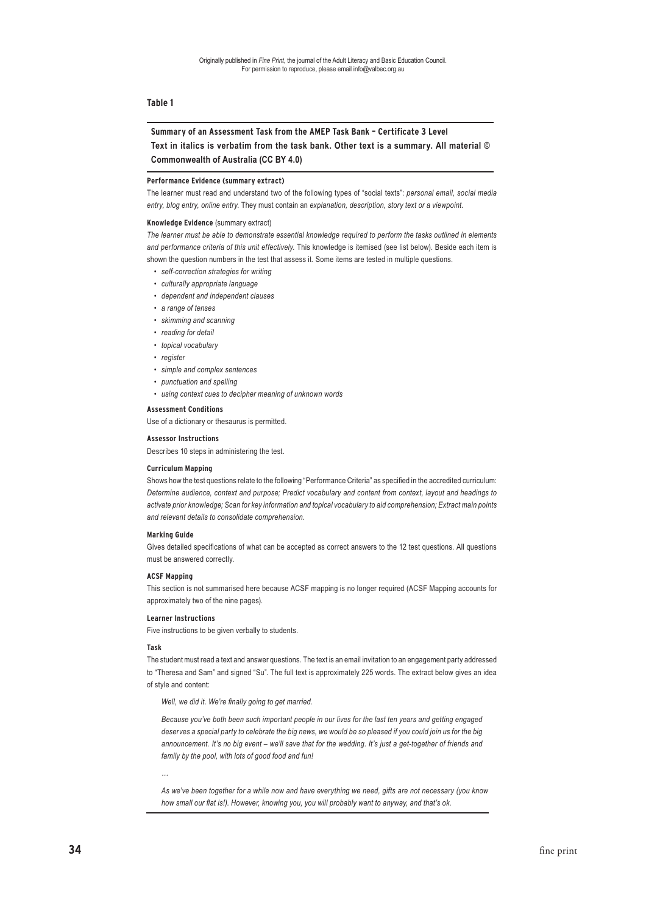Originally published in *Fine Print*, the journal of the Adult Literacy and Basic Education Council.
For permission to reproduce, please email info@valbec.org.au

**Table 1**

**Summary of an Assessment Task from the AMEP Task Bank – Certificate 3 Level**
**Text in italics is verbatim from the task bank. Other text is a summary. All material © Commonwealth of Australia (CC BY 4.0)**

**Performance Evidence (summary extract)**

The learner must read and understand two of the following types of "social texts": *personal email, social media entry, blog entry, online entry.* They must contain an *explanation, description, story text or a viewpoint.*

**Knowledge Evidence** (summary extract)

*The learner must be able to demonstrate essential knowledge required to perform the tasks outlined in elements and performance criteria of this unit effectively.* This knowledge is itemised (see list below). Beside each item is shown the question numbers in the test that assess it. Some items are tested in multiple questions.

- *self-correction strategies for writing*
- *culturally appropriate language*
- *dependent and independent clauses*
- *a range of tenses*
- *skimming and scanning*
- *reading for detail*
- *topical vocabulary*
- *register*
- *simple and complex sentences*
- *punctuation and spelling*
- *using context cues to decipher meaning of unknown words*

**Assessment Conditions**

Use of a dictionary or thesaurus is permitted.

**Assessor Instructions**

Describes 10 steps in administering the test.

**Curriculum Mapping**

Shows how the test questions relate to the following "Performance Criteria" as specified in the accredited curriculum: *Determine audience, context and purpose; Predict vocabulary and content from context, layout and headings to activate prior knowledge; Scan for key information and topical vocabulary to aid comprehension; Extract main points and relevant details to consolidate comprehension.*

**Marking Guide**

Gives detailed specifications of what can be accepted as correct answers to the 12 test questions. All questions must be answered correctly.

**ACSF Mapping**

This section is not summarised here because ACSF mapping is no longer required (ACSF Mapping accounts for approximately two of the nine pages).

**Learner Instructions**

Five instructions to be given verbally to students.

**Task**

The student must read a text and answer questions. The text is an email invitation to an engagement party addressed to "Theresa and Sam" and signed "Su". The full text is approximately 225 words. The extract below gives an idea of style and content:

> *Well, we did it. We're finally going to get married.*
>
> *Because you've both been such important people in our lives for the last ten years and getting engaged deserves a special party to celebrate the big news, we would be so pleased if you could join us for the big announcement. It's no big event – we'll save that for the wedding. It's just a get-together of friends and family by the pool, with lots of good food and fun!*
>
> …
>
> *As we've been together for a while now and have everything we need, gifts are not necessary (you know how small our flat is!). However, knowing you, you will probably want to anyway, and that's ok.*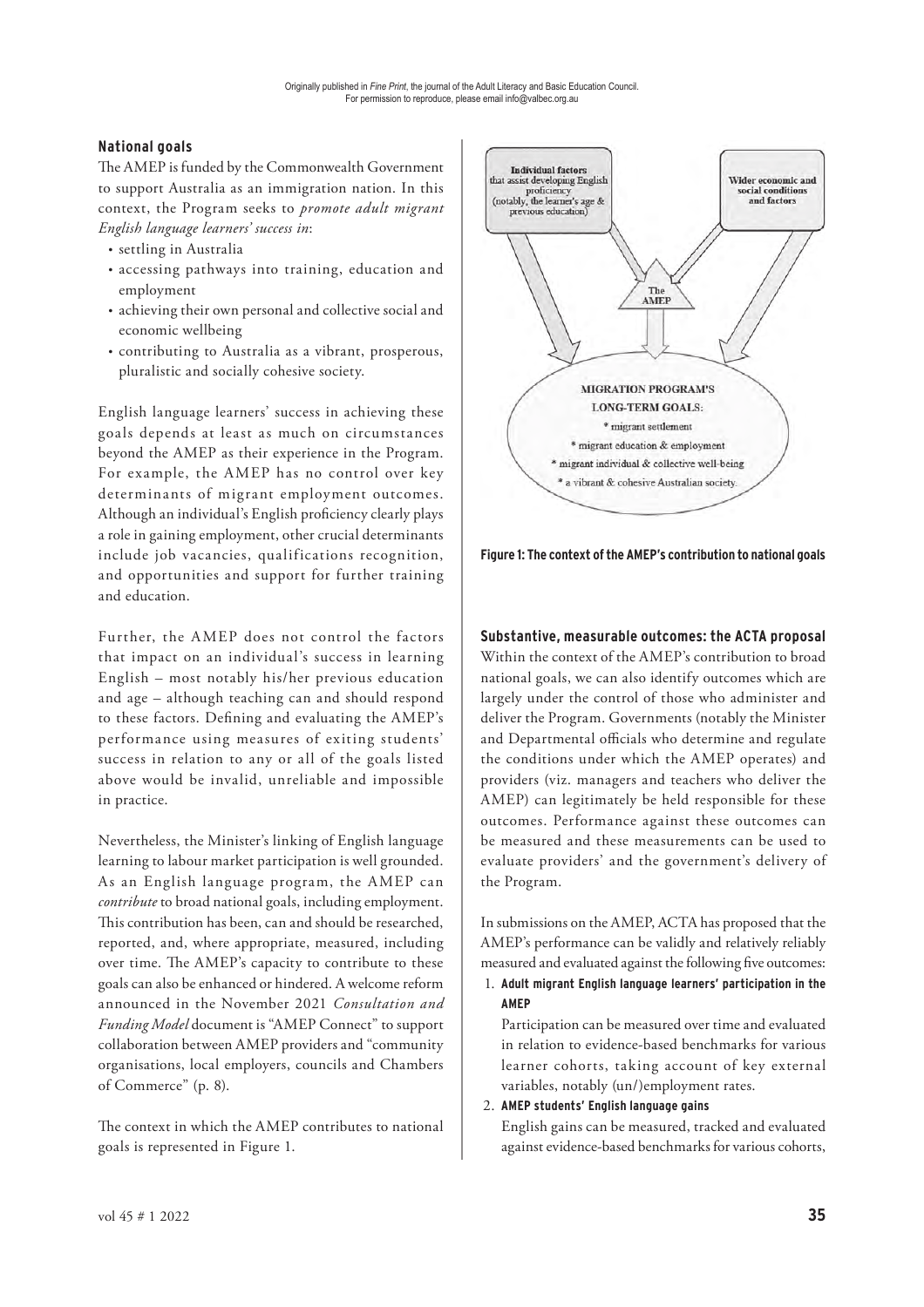### National goals

The AMEP is funded by the Commonwealth Government to support Australia as an immigration nation. In this context, the Program seeks to *promote adult migrant English language learners' success in*:

- settling in Australia
- accessing pathways into training, education and employment
- achieving their own personal and collective social and economic wellbeing
- contributing to Australia as a vibrant, prosperous, pluralistic and socially cohesive society.

English language learners' success in achieving these goals depends at least as much on circumstances beyond the AMEP as their experience in the Program. For example, the AMEP has no control over key determinants of migrant employment outcomes. Although an individual's English proficiency clearly plays a role in gaining employment, other crucial determinants include job vacancies, qualifications recognition, and opportunities and support for further training and education.

Further, the AMEP does not control the factors that impact on an individual's success in learning English – most notably his/her previous education and age – although teaching can and should respond to these factors. Defining and evaluating the AMEP's performance using measures of exiting students' success in relation to any or all of the goals listed above would be invalid, unreliable and impossible in practice.

Nevertheless, the Minister's linking of English language learning to labour market participation is well grounded. As an English language program, the AMEP can *contribute* to broad national goals, including employment. This contribution has been, can and should be researched, reported, and, where appropriate, measured, including over time. The AMEP's capacity to contribute to these goals can also be enhanced or hindered. A welcome reform announced in the November 2021 *Consultation and Funding Model* document is "AMEP Connect" to support collaboration between AMEP providers and "community organisations, local employers, councils and Chambers of Commerce" (p. 8).

The context in which the AMEP contributes to national goals is represented in Figure 1.

**Figure 1: The context of the AMEP's contribution to national goals**

### Substantive, measurable outcomes: the ACTA proposal

Within the context of the AMEP's contribution to broad national goals, we can also identify outcomes which are largely under the control of those who administer and deliver the Program. Governments (notably the Minister and Departmental officials who determine and regulate the conditions under which the AMEP operates) and providers (viz. managers and teachers who deliver the AMEP) can legitimately be held responsible for these outcomes. Performance against these outcomes can be measured and these measurements can be used to evaluate providers' and the government's delivery of the Program.

In submissions on the AMEP, ACTA has proposed that the AMEP's performance can be validly and relatively reliably measured and evaluated against the following five outcomes:

1. **Adult migrant English language learners' participation in the AMEP**

   Participation can be measured over time and evaluated in relation to evidence-based benchmarks for various learner cohorts, taking account of key external variables, notably (un/)employment rates.

2. **AMEP students' English language gains**

   English gains can be measured, tracked and evaluated against evidence-based benchmarks for various cohorts,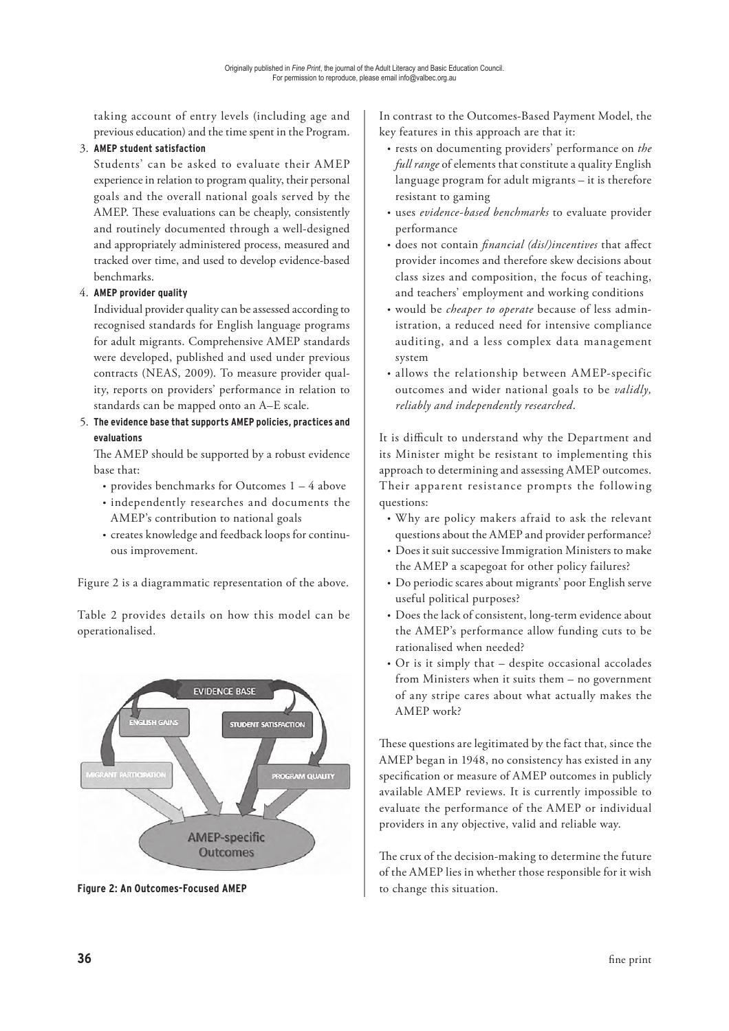taking account of entry levels (including age and previous education) and the time spent in the Program.

3. **AMEP student satisfaction**

   Students' can be asked to evaluate their AMEP experience in relation to program quality, their personal goals and the overall national goals served by the AMEP. These evaluations can be cheaply, consistently and routinely documented through a well-designed and appropriately administered process, measured and tracked over time, and used to develop evidence-based benchmarks.

4. **AMEP provider quality**

   Individual provider quality can be assessed according to recognised standards for English language programs for adult migrants. Comprehensive AMEP standards were developed, published and used under previous contracts (NEAS, 2009). To measure provider quality, reports on providers' performance in relation to standards can be mapped onto an A–E scale.

5. **The evidence base that supports AMEP policies, practices and evaluations**

   The AMEP should be supported by a robust evidence base that:

   - provides benchmarks for Outcomes 1 – 4 above
   - independently researches and documents the AMEP's contribution to national goals
   - creates knowledge and feedback loops for continuous improvement.

Figure 2 is a diagrammatic representation of the above.

Table 2 provides details on how this model can be operationalised.

**Figure 2: An Outcomes-Focused AMEP**

In contrast to the Outcomes-Based Payment Model, the key features in this approach are that it:

- rests on documenting providers' performance on *the full range* of elements that constitute a quality English language program for adult migrants – it is therefore resistant to gaming
- uses *evidence-based benchmarks* to evaluate provider performance
- does not contain *financial (dis/)incentives* that affect provider incomes and therefore skew decisions about class sizes and composition, the focus of teaching, and teachers' employment and working conditions
- would be *cheaper to operate* because of less administration, a reduced need for intensive compliance auditing, and a less complex data management system
- allows the relationship between AMEP-specific outcomes and wider national goals to be *validly, reliably and independently researched*.

It is difficult to understand why the Department and its Minister might be resistant to implementing this approach to determining and assessing AMEP outcomes. Their apparent resistance prompts the following questions:

- Why are policy makers afraid to ask the relevant questions about the AMEP and provider performance?
- Does it suit successive Immigration Ministers to make the AMEP a scapegoat for other policy failures?
- Do periodic scares about migrants' poor English serve useful political purposes?
- Does the lack of consistent, long-term evidence about the AMEP's performance allow funding cuts to be rationalised when needed?
- Or is it simply that – despite occasional accolades from Ministers when it suits them – no government of any stripe cares about what actually makes the AMEP work?

These questions are legitimated by the fact that, since the AMEP began in 1948, no consistency has existed in any specification or measure of AMEP outcomes in publicly available AMEP reviews. It is currently impossible to evaluate the performance of the AMEP or individual providers in any objective, valid and reliable way.

The crux of the decision-making to determine the future of the AMEP lies in whether those responsible for it wish to change this situation.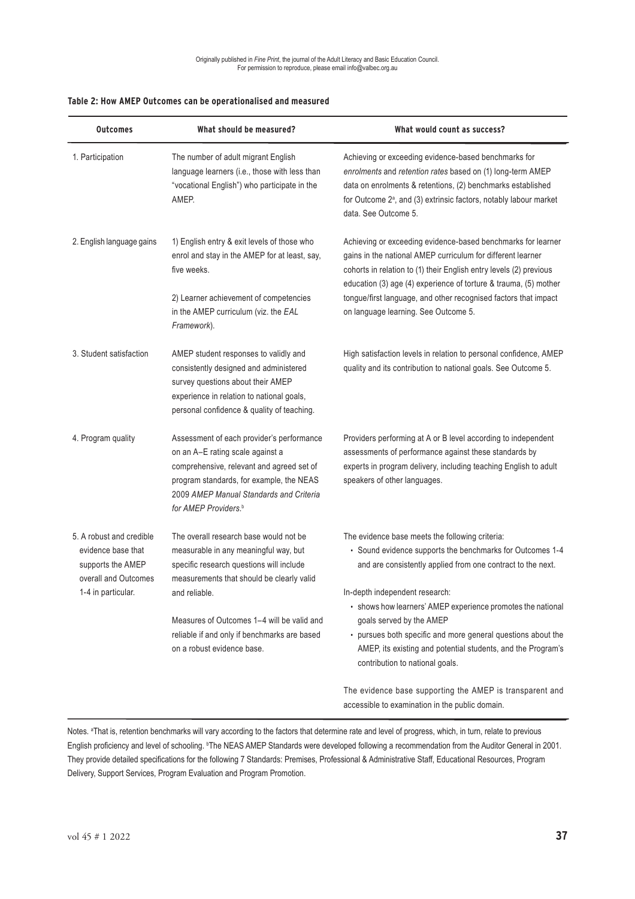**Table 2: How AMEP Outcomes can be operationalised and measured**

| Outcomes | What should be measured? | What would count as success? |
|---|---|---|
| 1. Participation | The number of adult migrant English language learners (i.e., those with less than "vocational English") who participate in the AMEP. | Achieving or exceeding evidence-based benchmarks for *enrolments* and *retention rates* based on (1) long-term AMEP data on enrolments & retentions, (2) benchmarks established for Outcome 2[a], and (3) extrinsic factors, notably labour market data. See Outcome 5. |
| 2. English language gains | 1) English entry & exit levels of those who enrol and stay in the AMEP for at least, say, five weeks.<br><br>2) Learner achievement of competencies in the AMEP curriculum (viz. the *EAL Framework*). | Achieving or exceeding evidence-based benchmarks for learner gains in the national AMEP curriculum for different learner cohorts in relation to (1) their English entry levels (2) previous education (3) age (4) experience of torture & trauma, (5) mother tongue/first language, and other recognised factors that impact on language learning. See Outcome 5. |
| 3. Student satisfaction | AMEP student responses to validly and consistently designed and administered survey questions about their AMEP experience in relation to national goals, personal confidence & quality of teaching. | High satisfaction levels in relation to personal confidence, AMEP quality and its contribution to national goals. See Outcome 5. |
| 4. Program quality | Assessment of each provider's performance on an A–E rating scale against a comprehensive, relevant and agreed set of program standards, for example, the NEAS 2009 *AMEP Manual Standards and Criteria for AMEP Providers*.[b] | Providers performing at A or B level according to independent assessments of performance against these standards by experts in program delivery, including teaching English to adult speakers of other languages. |
| 5. A robust and credible evidence base that supports the AMEP overall and Outcomes 1-4 in particular. | The overall research base would not be measurable in any meaningful way, but specific research questions will include measurements that should be clearly valid and reliable.<br><br>Measures of Outcomes 1–4 will be valid and reliable if and only if benchmarks are based on a robust evidence base. | The evidence base meets the following criteria:<br>• Sound evidence supports the benchmarks for Outcomes 1-4 and are consistently applied from one contract to the next.<br><br>In-depth independent research:<br>• shows how learners' AMEP experience promotes the national goals served by the AMEP<br>• pursues both specific and more general questions about the AMEP, its existing and potential students, and the Program's contribution to national goals.<br><br>The evidence base supporting the AMEP is transparent and accessible to examination in the public domain. |

Notes. [a]That is, retention benchmarks will vary according to the factors that determine rate and level of progress, which, in turn, relate to previous English proficiency and level of schooling. [b]The NEAS AMEP Standards were developed following a recommendation from the Auditor General in 2001. They provide detailed specifications for the following 7 Standards: Premises, Professional & Administrative Staff, Educational Resources, Program Delivery, Support Services, Program Evaluation and Program Promotion.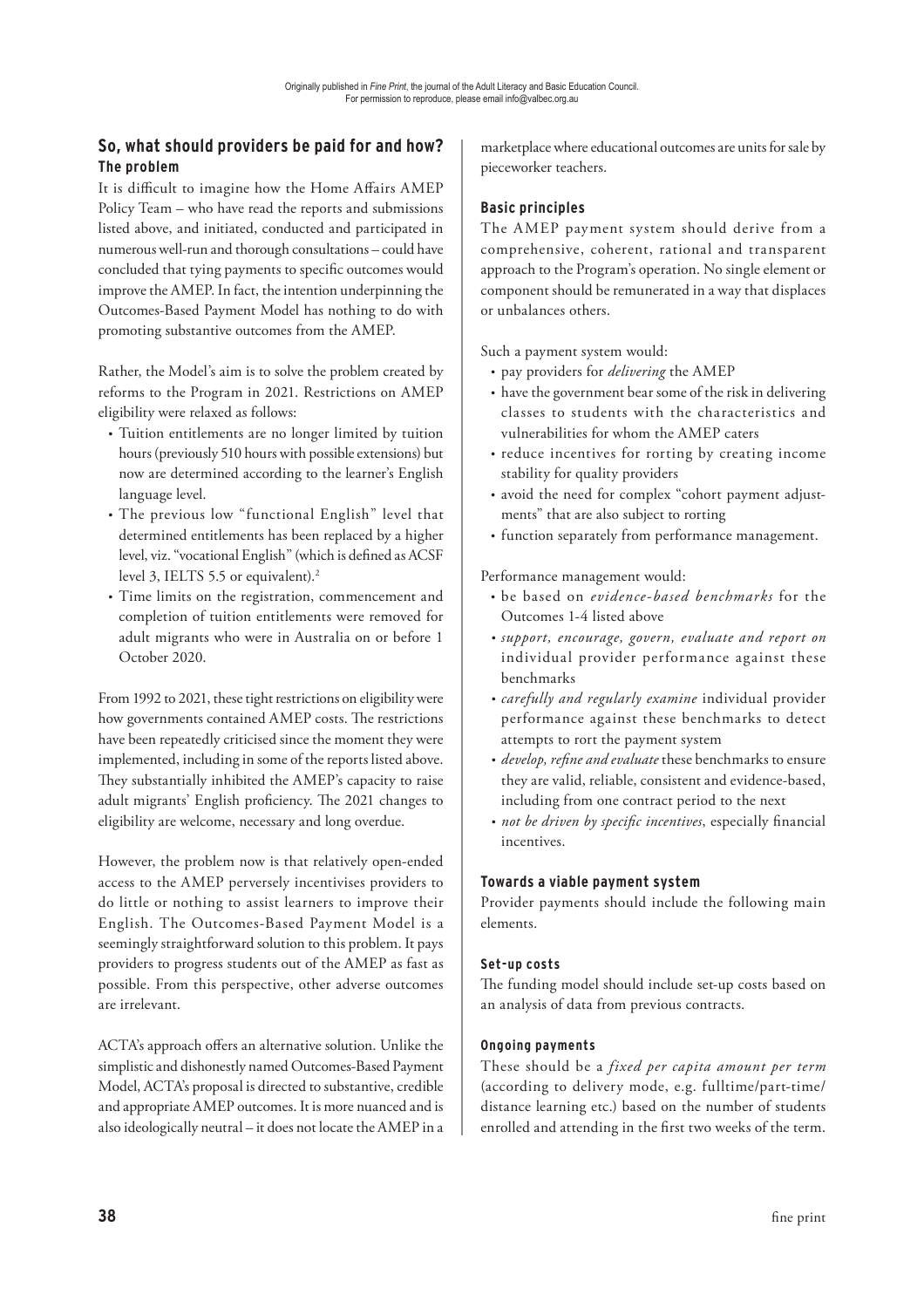## So, what should providers be paid for and how?

### The problem

It is difficult to imagine how the Home Affairs AMEP Policy Team – who have read the reports and submissions listed above, and initiated, conducted and participated in numerous well-run and thorough consultations – could have concluded that tying payments to specific outcomes would improve the AMEP. In fact, the intention underpinning the Outcomes-Based Payment Model has nothing to do with promoting substantive outcomes from the AMEP.

Rather, the Model's aim is to solve the problem created by reforms to the Program in 2021. Restrictions on AMEP eligibility were relaxed as follows:

- Tuition entitlements are no longer limited by tuition hours (previously 510 hours with possible extensions) but now are determined according to the learner's English language level.
- The previous low "functional English" level that determined entitlements has been replaced by a higher level, viz. "vocational English" (which is defined as ACSF level 3, IELTS 5.5 or equivalent).[2]
- Time limits on the registration, commencement and completion of tuition entitlements were removed for adult migrants who were in Australia on or before 1 October 2020.

From 1992 to 2021, these tight restrictions on eligibility were how governments contained AMEP costs. The restrictions have been repeatedly criticised since the moment they were implemented, including in some of the reports listed above. They substantially inhibited the AMEP's capacity to raise adult migrants' English proficiency. The 2021 changes to eligibility are welcome, necessary and long overdue.

However, the problem now is that relatively open-ended access to the AMEP perversely incentivises providers to do little or nothing to assist learners to improve their English. The Outcomes-Based Payment Model is a seemingly straightforward solution to this problem. It pays providers to progress students out of the AMEP as fast as possible. From this perspective, other adverse outcomes are irrelevant.

ACTA's approach offers an alternative solution. Unlike the simplistic and dishonestly named Outcomes-Based Payment Model, ACTA's proposal is directed to substantive, credible and appropriate AMEP outcomes. It is more nuanced and is also ideologically neutral – it does not locate the AMEP in a marketplace where educational outcomes are units for sale by pieceworker teachers.

### Basic principles

The AMEP payment system should derive from a comprehensive, coherent, rational and transparent approach to the Program's operation. No single element or component should be remunerated in a way that displaces or unbalances others.

Such a payment system would:

- pay providers for *delivering* the AMEP
- have the government bear some of the risk in delivering classes to students with the characteristics and vulnerabilities for whom the AMEP caters
- reduce incentives for rorting by creating income stability for quality providers
- avoid the need for complex "cohort payment adjustments" that are also subject to rorting
- function separately from performance management.

Performance management would:

- be based on *evidence-based benchmarks* for the Outcomes 1-4 listed above
- *support, encourage, govern, evaluate and report on* individual provider performance against these benchmarks
- *carefully and regularly examine* individual provider performance against these benchmarks to detect attempts to rort the payment system
- *develop, refine and evaluate* these benchmarks to ensure they are valid, reliable, consistent and evidence-based, including from one contract period to the next
- *not be driven by specific incentives*, especially financial incentives.

### Towards a viable payment system

Provider payments should include the following main elements.

#### Set-up costs

The funding model should include set-up costs based on an analysis of data from previous contracts.

#### Ongoing payments

These should be a *fixed per capita amount per term* (according to delivery mode, e.g. fulltime/part-time/ distance learning etc.) based on the number of students enrolled and attending in the first two weeks of the term.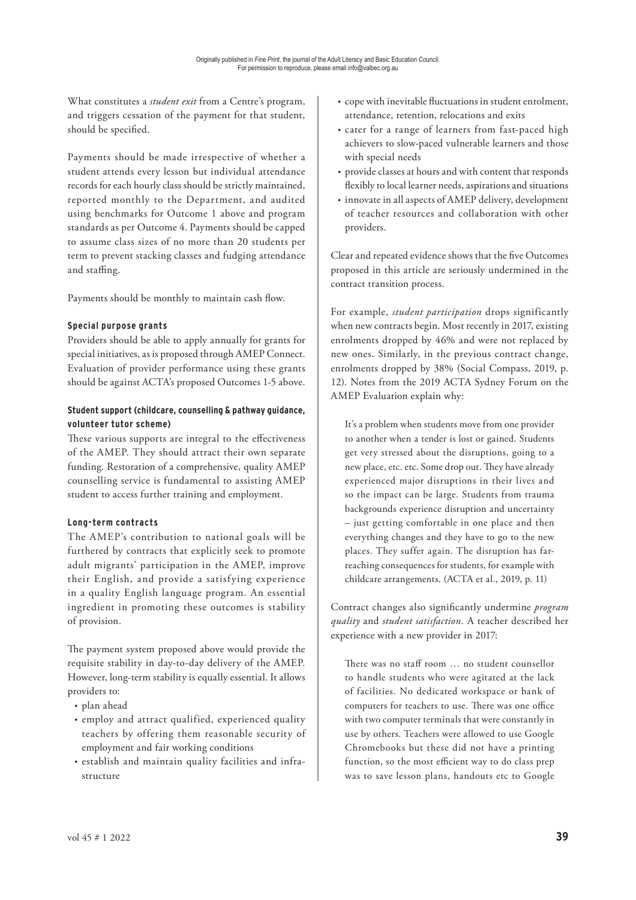What constitutes a *student exit* from a Centre's program, and triggers cessation of the payment for that student, should be specified.

Payments should be made irrespective of whether a student attends every lesson but individual attendance records for each hourly class should be strictly maintained, reported monthly to the Department, and audited using benchmarks for Outcome 1 above and program standards as per Outcome 4. Payments should be capped to assume class sizes of no more than 20 students per term to prevent stacking classes and fudging attendance and staffing.

Payments should be monthly to maintain cash flow.

#### Special purpose grants

Providers should be able to apply annually for grants for special initiatives, as is proposed through AMEP Connect. Evaluation of provider performance using these grants should be against ACTA's proposed Outcomes 1-5 above.

#### Student support (childcare, counselling & pathway guidance, volunteer tutor scheme)

These various supports are integral to the effectiveness of the AMEP. They should attract their own separate funding. Restoration of a comprehensive, quality AMEP counselling service is fundamental to assisting AMEP student to access further training and employment.

#### Long-term contracts

The AMEP's contribution to national goals will be furthered by contracts that explicitly seek to promote adult migrants' participation in the AMEP, improve their English, and provide a satisfying experience in a quality English language program. An essential ingredient in promoting these outcomes is stability of provision.

The payment system proposed above would provide the requisite stability in day-to-day delivery of the AMEP. However, long-term stability is equally essential. It allows providers to:

- plan ahead
- employ and attract qualified, experienced quality teachers by offering them reasonable security of employment and fair working conditions
- establish and maintain quality facilities and infrastructure
- cope with inevitable fluctuations in student enrolment, attendance, retention, relocations and exits
- cater for a range of learners from fast-paced high achievers to slow-paced vulnerable learners and those with special needs
- provide classes at hours and with content that responds flexibly to local learner needs, aspirations and situations
- innovate in all aspects of AMEP delivery, development of teacher resources and collaboration with other providers.

Clear and repeated evidence shows that the five Outcomes proposed in this article are seriously undermined in the contract transition process.

For example, *student participation* drops significantly when new contracts begin. Most recently in 2017, existing enrolments dropped by 46% and were not replaced by new ones. Similarly, in the previous contract change, enrolments dropped by 38% (Social Compass, 2019, p. 12). Notes from the 2019 ACTA Sydney Forum on the AMEP Evaluation explain why:

> It's a problem when students move from one provider to another when a tender is lost or gained. Students get very stressed about the disruptions, going to a new place, etc. etc. Some drop out. They have already experienced major disruptions in their lives and so the impact can be large. Students from trauma backgrounds experience disruption and uncertainty – just getting comfortable in one place and then everything changes and they have to go to the new places. They suffer again. The disruption has far-reaching consequences for students, for example with childcare arrangements. (ACTA et al., 2019, p. 11)

Contract changes also significantly undermine *program quality* and *student satisfaction*. A teacher described her experience with a new provider in 2017:

> There was no staff room … no student counsellor to handle students who were agitated at the lack of facilities. No dedicated workspace or bank of computers for teachers to use. There was one office with two computer terminals that were constantly in use by others. Teachers were allowed to use Google Chromebooks but these did not have a printing function, so the most efficient way to do class prep was to save lesson plans, handouts etc to Google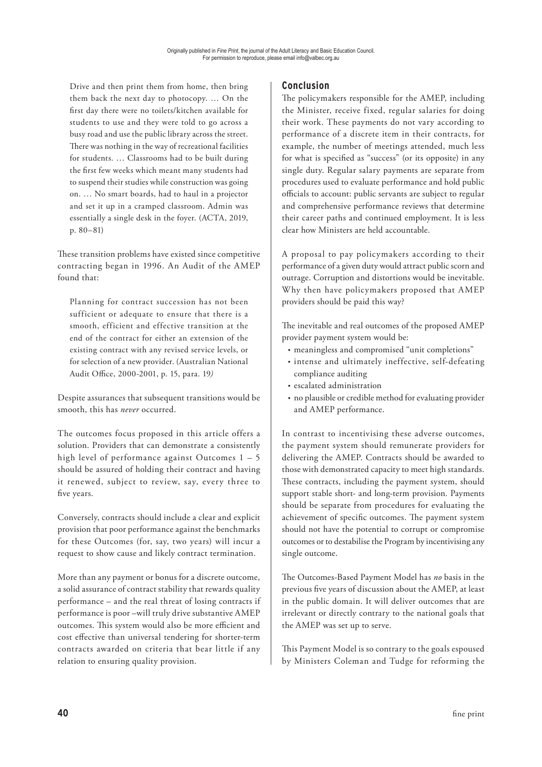Drive and then print them from home, then bring them back the next day to photocopy. … On the first day there were no toilets/kitchen available for students to use and they were told to go across a busy road and use the public library across the street. There was nothing in the way of recreational facilities for students. … Classrooms had to be built during the first few weeks which meant many students had to suspend their studies while construction was going on. … No smart boards, had to haul in a projector and set it up in a cramped classroom. Admin was essentially a single desk in the foyer. (ACTA, 2019, p. 80–81)

These transition problems have existed since competitive contracting began in 1996. An Audit of the AMEP found that:

> Planning for contract succession has not been sufficient or adequate to ensure that there is a smooth, efficient and effective transition at the end of the contract for either an extension of the existing contract with any revised service levels, or for selection of a new provider. (Australian National Audit Office, 2000-2001, p. 15, para. 19)

Despite assurances that subsequent transitions would be smooth, this has *never* occurred.

The outcomes focus proposed in this article offers a solution. Providers that can demonstrate a consistently high level of performance against Outcomes 1 – 5 should be assured of holding their contract and having it renewed, subject to review, say, every three to five years.

Conversely, contracts should include a clear and explicit provision that poor performance against the benchmarks for these Outcomes (for, say, two years) will incur a request to show cause and likely contract termination.

More than any payment or bonus for a discrete outcome, a solid assurance of contract stability that rewards quality performance – and the real threat of losing contracts if performance is poor –will truly drive substantive AMEP outcomes. This system would also be more efficient and cost effective than universal tendering for shorter-term contracts awarded on criteria that bear little if any relation to ensuring quality provision.

## Conclusion

The policymakers responsible for the AMEP, including the Minister, receive fixed, regular salaries for doing their work. These payments do not vary according to performance of a discrete item in their contracts, for example, the number of meetings attended, much less for what is specified as "success" (or its opposite) in any single duty. Regular salary payments are separate from procedures used to evaluate performance and hold public officials to account: public servants are subject to regular and comprehensive performance reviews that determine their career paths and continued employment. It is less clear how Ministers are held accountable.

A proposal to pay policymakers according to their performance of a given duty would attract public scorn and outrage. Corruption and distortions would be inevitable. Why then have policymakers proposed that AMEP providers should be paid this way?

The inevitable and real outcomes of the proposed AMEP provider payment system would be:

- meaningless and compromised "unit completions"
- intense and ultimately ineffective, self-defeating compliance auditing
- escalated administration
- no plausible or credible method for evaluating provider and AMEP performance.

In contrast to incentivising these adverse outcomes, the payment system should remunerate providers for delivering the AMEP. Contracts should be awarded to those with demonstrated capacity to meet high standards. These contracts, including the payment system, should support stable short- and long-term provision. Payments should be separate from procedures for evaluating the achievement of specific outcomes. The payment system should not have the potential to corrupt or compromise outcomes or to destabilise the Program by incentivising any single outcome.

The Outcomes-Based Payment Model has *no* basis in the previous five years of discussion about the AMEP, at least in the public domain. It will deliver outcomes that are irrelevant or directly contrary to the national goals that the AMEP was set up to serve.

This Payment Model is so contrary to the goals espoused by Ministers Coleman and Tudge for reforming the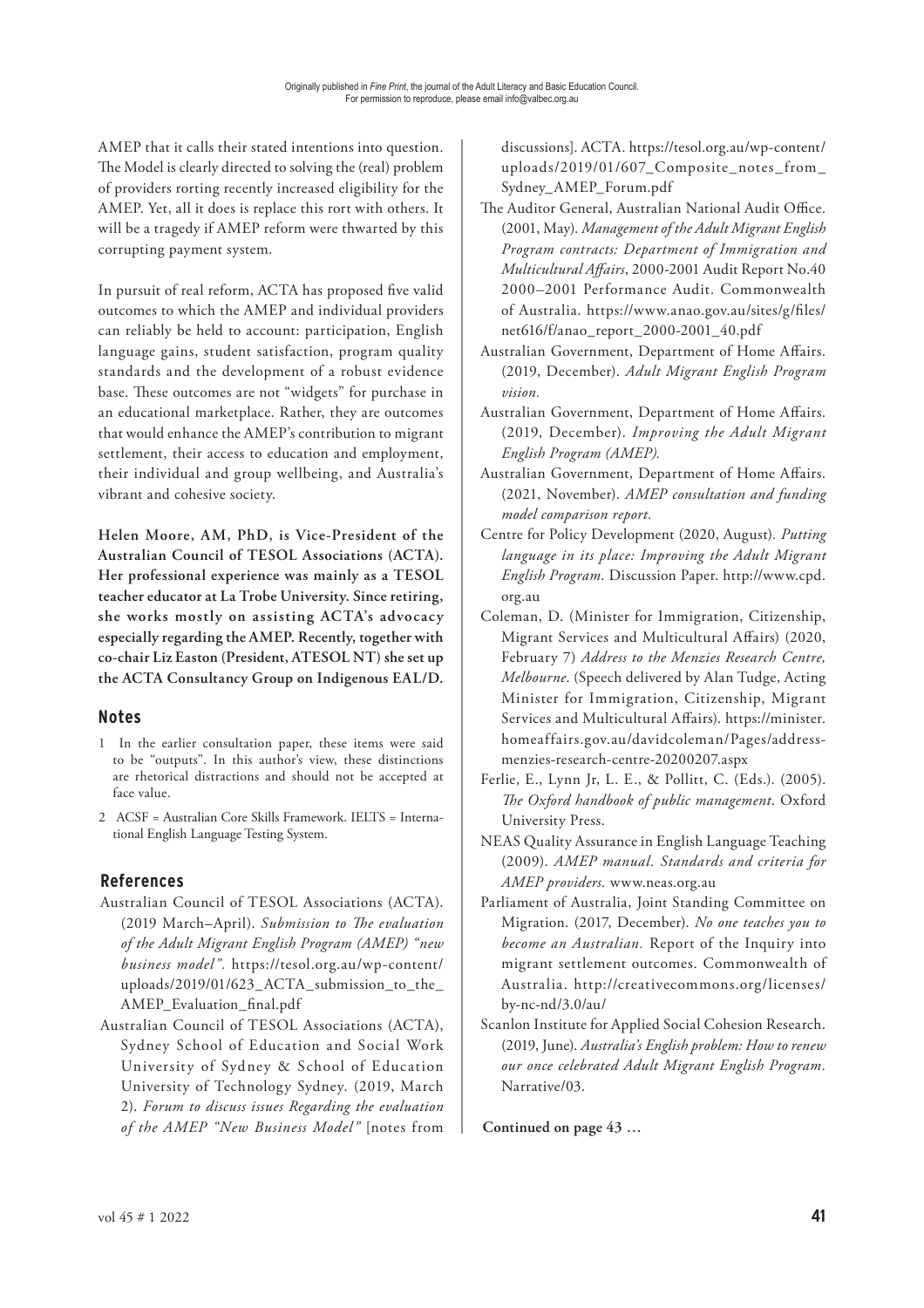AMEP that it calls their stated intentions into question. The Model is clearly directed to solving the (real) problem of providers rorting recently increased eligibility for the AMEP. Yet, all it does is replace this rort with others. It will be a tragedy if AMEP reform were thwarted by this corrupting payment system.

In pursuit of real reform, ACTA has proposed five valid outcomes to which the AMEP and individual providers can reliably be held to account: participation, English language gains, student satisfaction, program quality standards and the development of a robust evidence base. These outcomes are not "widgets" for purchase in an educational marketplace. Rather, they are outcomes that would enhance the AMEP's contribution to migrant settlement, their access to education and employment, their individual and group wellbeing, and Australia's vibrant and cohesive society.

**Helen Moore, AM, PhD, is Vice-President of the Australian Council of TESOL Associations (ACTA). Her professional experience was mainly as a TESOL teacher educator at La Trobe University. Since retiring, she works mostly on assisting ACTA's advocacy especially regarding the AMEP. Recently, together with co-chair Liz Easton (President, ATESOL NT) she set up the ACTA Consultancy Group on Indigenous EAL/D.**

## Notes

1 In the earlier consultation paper, these items were said to be "outputs". In this author's view, these distinctions are rhetorical distractions and should not be accepted at face value.

2 ACSF = Australian Core Skills Framework. IELTS = International English Language Testing System.

## References

Australian Council of TESOL Associations (ACTA). (2019 March–April). *Submission to The evaluation of the Adult Migrant English Program (AMEP) "new business model".* https://tesol.org.au/wp-content/uploads/2019/01/623_ACTA_submission_to_the_AMEP_Evaluation_final.pdf

Australian Council of TESOL Associations (ACTA), Sydney School of Education and Social Work University of Sydney & School of Education University of Technology Sydney. (2019, March 2). *Forum to discuss issues Regarding the evaluation of the AMEP "New Business Model"* [notes from discussions]. ACTA. https://tesol.org.au/wp-content/uploads/2019/01/607_Composite_notes_from_Sydney_AMEP_Forum.pdf

The Auditor General, Australian National Audit Office. (2001, May). *Management of the Adult Migrant English Program contracts: Department of Immigration and Multicultural Affairs*, 2000-2001 Audit Report No.40 2000–2001 Performance Audit. Commonwealth of Australia. https://www.anao.gov.au/sites/g/files/net616/f/anao_report_2000-2001_40.pdf

Australian Government, Department of Home Affairs. (2019, December). *Adult Migrant English Program vision.*

Australian Government, Department of Home Affairs. (2019, December). *Improving the Adult Migrant English Program (AMEP).*

Australian Government, Department of Home Affairs. (2021, November). *AMEP consultation and funding model comparison report.*

Centre for Policy Development (2020, August). *Putting language in its place: Improving the Adult Migrant English Program*. Discussion Paper. http://www.cpd.org.au

Coleman, D. (Minister for Immigration, Citizenship, Migrant Services and Multicultural Affairs) (2020, February 7) *Address to the Menzies Research Centre, Melbourne*. (Speech delivered by Alan Tudge, Acting Minister for Immigration, Citizenship, Migrant Services and Multicultural Affairs). https://minister.homeaffairs.gov.au/davidcoleman/Pages/address-menzies-research-centre-20200207.aspx

Ferlie, E., Lynn Jr, L. E., & Pollitt, C. (Eds.). (2005). *The Oxford handbook of public management*. Oxford University Press.

NEAS Quality Assurance in English Language Teaching (2009). *AMEP manual. Standards and criteria for AMEP providers.* www.neas.org.au

Parliament of Australia, Joint Standing Committee on Migration. (2017, December). *No one teaches you to become an Australian.* Report of the Inquiry into migrant settlement outcomes. Commonwealth of Australia. http://creativecommons.org/licenses/by-nc-nd/3.0/au/

Scanlon Institute for Applied Social Cohesion Research. (2019, June). *Australia's English problem: How to renew our once celebrated Adult Migrant English Program.* Narrative/03.

**Continued on page 43 …**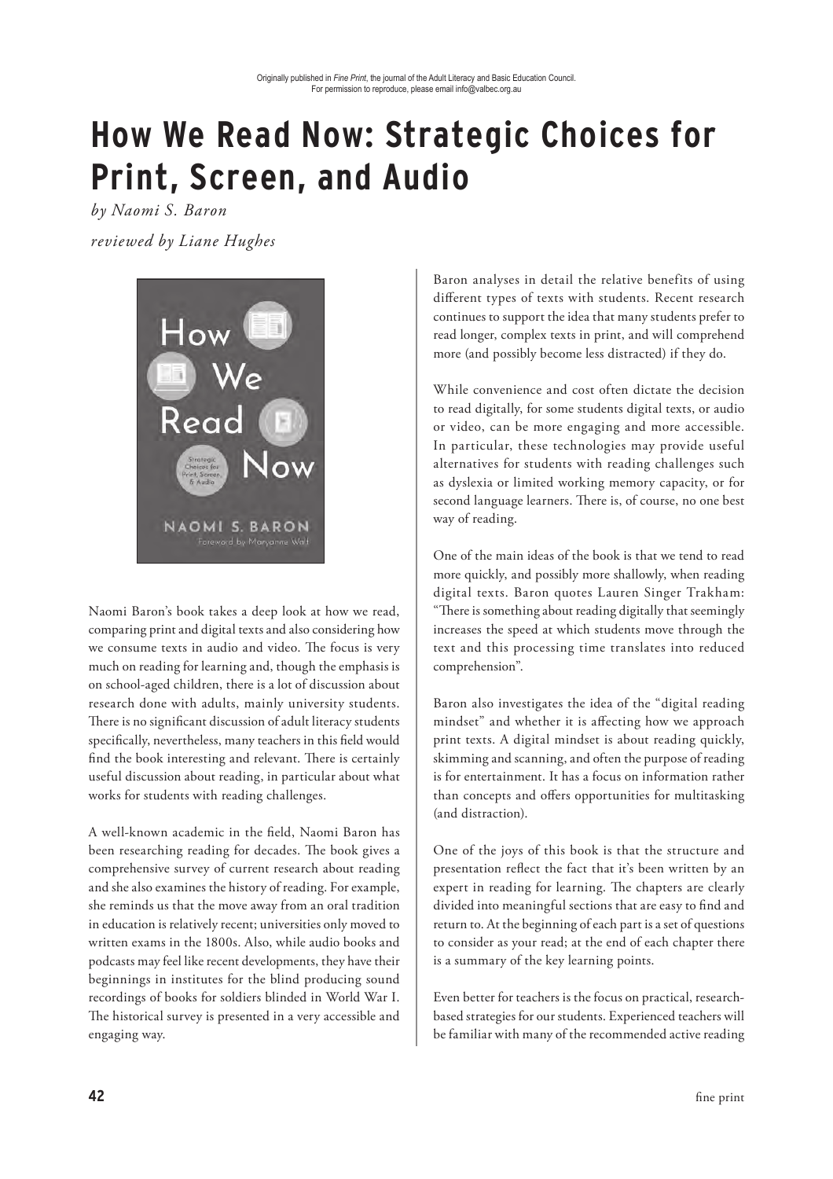Originally published in *Fine Print*, the journal of the Adult Literacy and Basic Education Council.
For permission to reproduce, please email info@valbec.org.au

# How We Read Now: Strategic Choices for Print, Screen, and Audio

*by Naomi S. Baron*

*reviewed by Liane Hughes*

Naomi Baron's book takes a deep look at how we read, comparing print and digital texts and also considering how we consume texts in audio and video. The focus is very much on reading for learning and, though the emphasis is on school-aged children, there is a lot of discussion about research done with adults, mainly university students. There is no significant discussion of adult literacy students specifically, nevertheless, many teachers in this field would find the book interesting and relevant. There is certainly useful discussion about reading, in particular about what works for students with reading challenges.

A well-known academic in the field, Naomi Baron has been researching reading for decades. The book gives a comprehensive survey of current research about reading and she also examines the history of reading. For example, she reminds us that the move away from an oral tradition in education is relatively recent; universities only moved to written exams in the 1800s. Also, while audio books and podcasts may feel like recent developments, they have their beginnings in institutes for the blind producing sound recordings of books for soldiers blinded in World War I. The historical survey is presented in a very accessible and engaging way.

Baron analyses in detail the relative benefits of using different types of texts with students. Recent research continues to support the idea that many students prefer to read longer, complex texts in print, and will comprehend more (and possibly become less distracted) if they do.

While convenience and cost often dictate the decision to read digitally, for some students digital texts, or audio or video, can be more engaging and more accessible. In particular, these technologies may provide useful alternatives for students with reading challenges such as dyslexia or limited working memory capacity, or for second language learners. There is, of course, no one best way of reading.

One of the main ideas of the book is that we tend to read more quickly, and possibly more shallowly, when reading digital texts. Baron quotes Lauren Singer Trakham: "There is something about reading digitally that seemingly increases the speed at which students move through the text and this processing time translates into reduced comprehension".

Baron also investigates the idea of the "digital reading mindset" and whether it is affecting how we approach print texts. A digital mindset is about reading quickly, skimming and scanning, and often the purpose of reading is for entertainment. It has a focus on information rather than concepts and offers opportunities for multitasking (and distraction).

One of the joys of this book is that the structure and presentation reflect the fact that it's been written by an expert in reading for learning. The chapters are clearly divided into meaningful sections that are easy to find and return to. At the beginning of each part is a set of questions to consider as your read; at the end of each chapter there is a summary of the key learning points.

Even better for teachers is the focus on practical, research-based strategies for our students. Experienced teachers will be familiar with many of the recommended active reading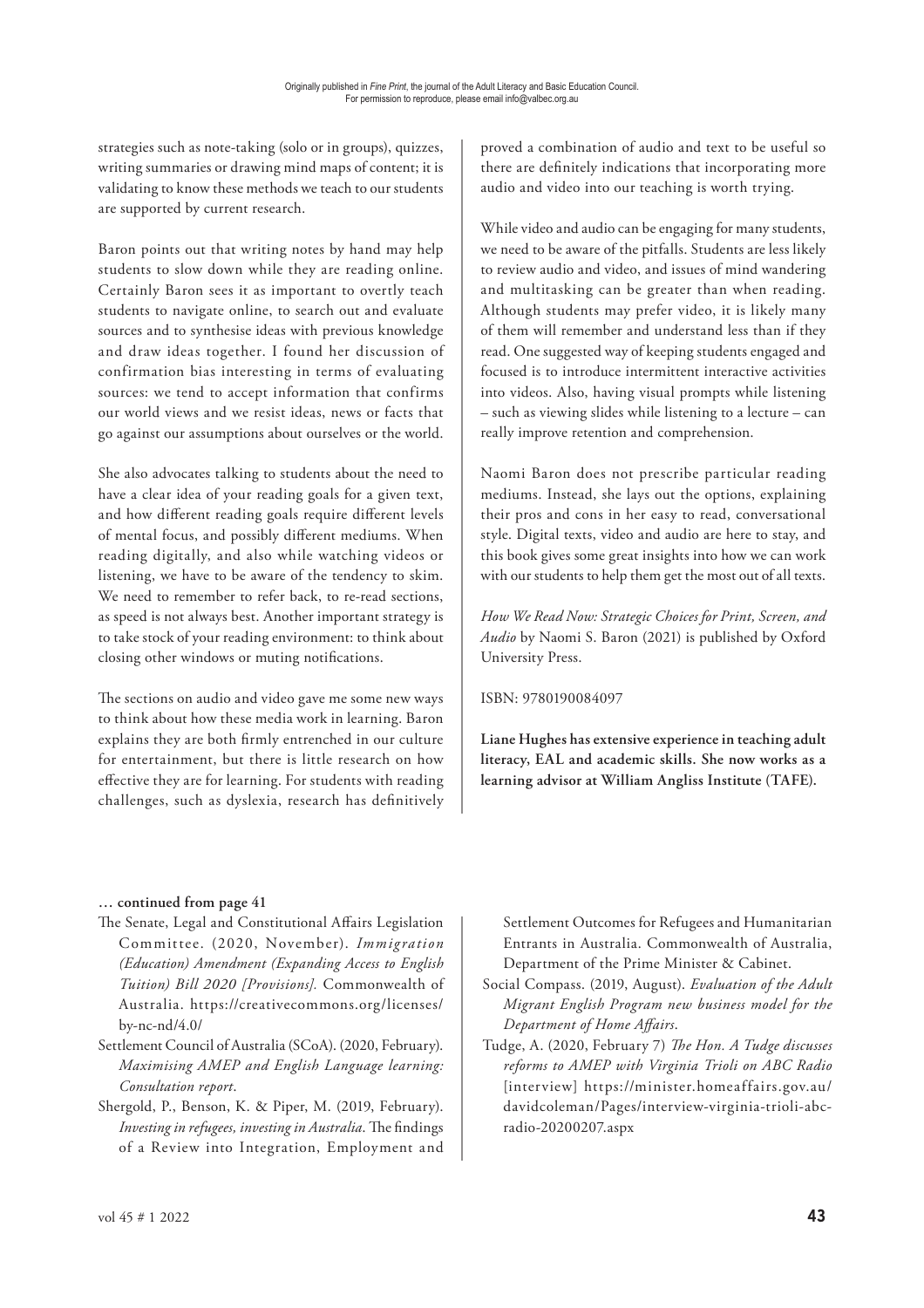strategies such as note-taking (solo or in groups), quizzes, writing summaries or drawing mind maps of content; it is validating to know these methods we teach to our students are supported by current research.

Baron points out that writing notes by hand may help students to slow down while they are reading online. Certainly Baron sees it as important to overtly teach students to navigate online, to search out and evaluate sources and to synthesise ideas with previous knowledge and draw ideas together. I found her discussion of confirmation bias interesting in terms of evaluating sources: we tend to accept information that confirms our world views and we resist ideas, news or facts that go against our assumptions about ourselves or the world.

She also advocates talking to students about the need to have a clear idea of your reading goals for a given text, and how different reading goals require different levels of mental focus, and possibly different mediums. When reading digitally, and also while watching videos or listening, we have to be aware of the tendency to skim. We need to remember to refer back, to re-read sections, as speed is not always best. Another important strategy is to take stock of your reading environment: to think about closing other windows or muting notifications.

The sections on audio and video gave me some new ways to think about how these media work in learning. Baron explains they are both firmly entrenched in our culture for entertainment, but there is little research on how effective they are for learning. For students with reading challenges, such as dyslexia, research has definitively proved a combination of audio and text to be useful so there are definitely indications that incorporating more audio and video into our teaching is worth trying.

While video and audio can be engaging for many students, we need to be aware of the pitfalls. Students are less likely to review audio and video, and issues of mind wandering and multitasking can be greater than when reading. Although students may prefer video, it is likely many of them will remember and understand less than if they read. One suggested way of keeping students engaged and focused is to introduce intermittent interactive activities into videos. Also, having visual prompts while listening – such as viewing slides while listening to a lecture – can really improve retention and comprehension.

Naomi Baron does not prescribe particular reading mediums. Instead, she lays out the options, explaining their pros and cons in her easy to read, conversational style. Digital texts, video and audio are here to stay, and this book gives some great insights into how we can work with our students to help them get the most out of all texts.

*How We Read Now: Strategic Choices for Print, Screen, and Audio* by Naomi S. Baron (2021) is published by Oxford University Press.

ISBN: 9780190084097

**Liane Hughes has extensive experience in teaching adult literacy, EAL and academic skills. She now works as a learning advisor at William Angliss Institute (TAFE).**

**… continued from page 41**

The Senate, Legal and Constitutional Affairs Legislation Committee. (2020, November). *Immigration (Education) Amendment (Expanding Access to English Tuition) Bill 2020 [Provisions].* Commonwealth of Australia. https://creativecommons.org/licenses/by-nc-nd/4.0/

Settlement Council of Australia (SCoA). (2020, February). *Maximising AMEP and English Language learning: Consultation report*.

Shergold, P., Benson, K. & Piper, M. (2019, February). *Investing in refugees, investing in Australia*. The findings of a Review into Integration, Employment and Settlement Outcomes for Refugees and Humanitarian Entrants in Australia. Commonwealth of Australia, Department of the Prime Minister & Cabinet.

Social Compass. (2019, August). *Evaluation of the Adult Migrant English Program new business model for the Department of Home Affairs*.

Tudge, A. (2020, February 7) *The Hon. A Tudge discusses reforms to AMEP with Virginia Trioli on ABC Radio* [interview] https://minister.homeaffairs.gov.au/davidcoleman/Pages/interview-virginia-trioli-abc-radio-20200207.aspx